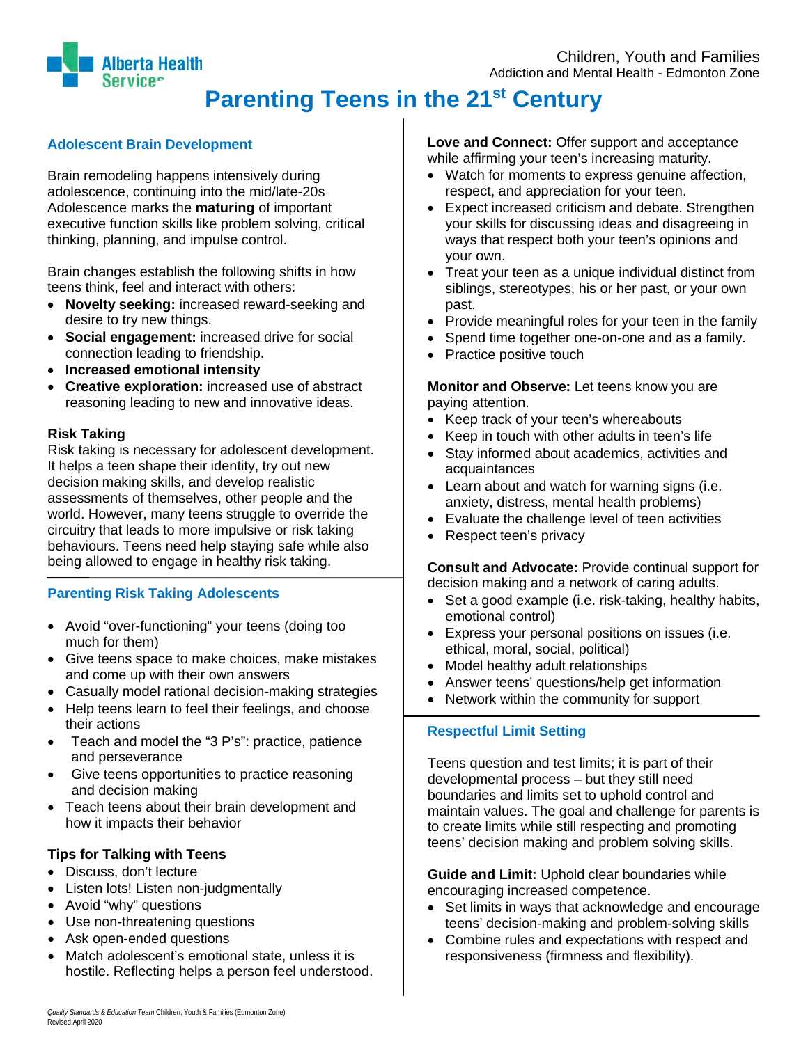Children, Youth and Families
Addiction and Mental Health - Edmonton Zone

# Parenting Teens in the 21st Century

## Adolescent Brain Development

Brain remodeling happens intensively during adolescence, continuing into the mid/late-20s Adolescence marks the **maturing** of important executive function skills like problem solving, critical thinking, planning, and impulse control.

Brain changes establish the following shifts in how teens think, feel and interact with others:

- **Novelty seeking:** increased reward-seeking and desire to try new things.
- **Social engagement:** increased drive for social connection leading to friendship.
- **Increased emotional intensity**
- **Creative exploration:** increased use of abstract reasoning leading to new and innovative ideas.

### Risk Taking

Risk taking is necessary for adolescent development. It helps a teen shape their identity, try out new decision making skills, and develop realistic assessments of themselves, other people and the world. However, many teens struggle to override the circuitry that leads to more impulsive or risk taking behaviours. Teens need help staying safe while also being allowed to engage in healthy risk taking.

## Parenting Risk Taking Adolescents

- Avoid "over-functioning" your teens (doing too much for them)
- Give teens space to make choices, make mistakes and come up with their own answers
- Casually model rational decision-making strategies
- Help teens learn to feel their feelings, and choose their actions
- Teach and model the "3 P's": practice, patience and perseverance
- Give teens opportunities to practice reasoning and decision making
- Teach teens about their brain development and how it impacts their behavior

### Tips for Talking with Teens

- Discuss, don't lecture
- Listen lots! Listen non-judgmentally
- Avoid "why" questions
- Use non-threatening questions
- Ask open-ended questions
- Match adolescent's emotional state, unless it is hostile. Reflecting helps a person feel understood.

**Love and Connect:** Offer support and acceptance while affirming your teen's increasing maturity.

- Watch for moments to express genuine affection, respect, and appreciation for your teen.
- Expect increased criticism and debate. Strengthen your skills for discussing ideas and disagreeing in ways that respect both your teen's opinions and your own.
- Treat your teen as a unique individual distinct from siblings, stereotypes, his or her past, or your own past.
- Provide meaningful roles for your teen in the family
- Spend time together one-on-one and as a family.
- Practice positive touch

**Monitor and Observe:** Let teens know you are paying attention.

- Keep track of your teen's whereabouts
- Keep in touch with other adults in teen's life
- Stay informed about academics, activities and acquaintances
- Learn about and watch for warning signs (i.e. anxiety, distress, mental health problems)
- Evaluate the challenge level of teen activities
- Respect teen's privacy

**Consult and Advocate:** Provide continual support for decision making and a network of caring adults.

- Set a good example (i.e. risk-taking, healthy habits, emotional control)
- Express your personal positions on issues (i.e. ethical, moral, social, political)
- Model healthy adult relationships
- Answer teens' questions/help get information
- Network within the community for support

## Respectful Limit Setting

Teens question and test limits; it is part of their developmental process – but they still need boundaries and limits set to uphold control and maintain values. The goal and challenge for parents is to create limits while still respecting and promoting teens' decision making and problem solving skills.

**Guide and Limit:** Uphold clear boundaries while encouraging increased competence.

- Set limits in ways that acknowledge and encourage teens' decision-making and problem-solving skills
- Combine rules and expectations with respect and responsiveness (firmness and flexibility).

*Quality Standards & Education Team* Children, Youth & Families (Edmonton Zone)
Revised April 2020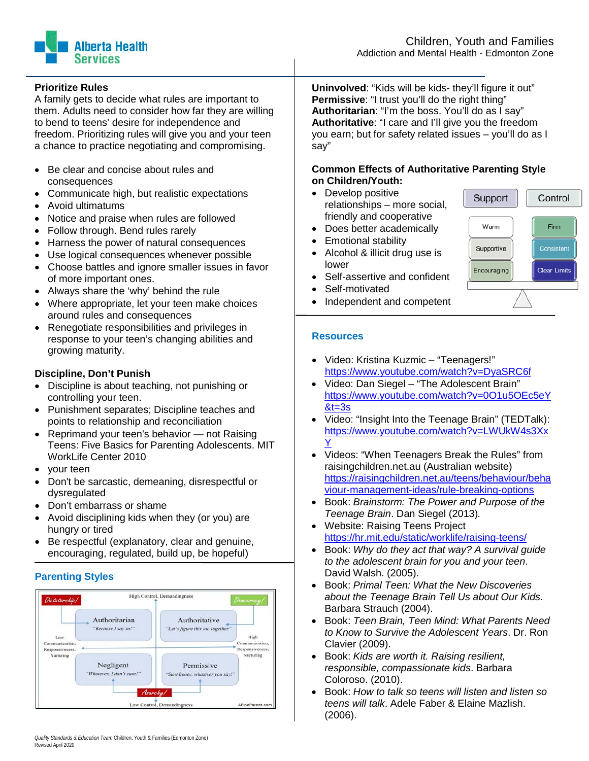## Prioritize Rules

A family gets to decide what rules are important to them. Adults need to consider how far they are willing to bend to teens' desire for independence and freedom. Prioritizing rules will give you and your teen a chance to practice negotiating and compromising.

- Be clear and concise about rules and consequences
- Communicate high, but realistic expectations
- Avoid ultimatums
- Notice and praise when rules are followed
- Follow through. Bend rules rarely
- Harness the power of natural consequences
- Use logical consequences whenever possible
- Choose battles and ignore smaller issues in favor of more important ones.
- Always share the 'why' behind the rule
- Where appropriate, let your teen make choices around rules and consequences
- Renegotiate responsibilities and privileges in response to your teen's changing abilities and growing maturity.

## Discipline, Don't Punish

- Discipline is about teaching, not punishing or controlling your teen.
- Punishment separates; Discipline teaches and points to relationship and reconciliation
- Reprimand your teen's behavior — not Raising Teens: Five Basics for Parenting Adolescents. MIT WorkLife Center 2010
- your teen
- Don't be sarcastic, demeaning, disrespectful or dysregulated
- Don't embarrass or shame
- Avoid disciplining kids when they (or you) are hungry or tired
- Be respectful (explanatory, clear and genuine, encouraging, regulated, build up, be hopeful)

## Parenting Styles

Dictatorship!

High Control, Demandingness

Democracy!

Authoritarian
"Because I say so!"

Authoritative
"Let's figure this out together"

Low Communication, Responsiveness, Nurturing

High Communication, Responsiveness, Nurturing

Negligent
"Whatever, I don't care!"

Permissive
"Sure honey, whatever you say!"

Anarchy!

Low Control, Demandingness

AFineParent.com

**Uninvolved**: "Kids will be kids- they'll figure it out"
**Permissive**: "I trust you'll do the right thing"
**Authoritarian**: "I'm the boss. You'll do as I say"
**Authoritative**: "I care and I'll give you the freedom you earn; but for safety related issues – you'll do as I say"

**Common Effects of Authoritative Parenting Style on Children/Youth:**

- Develop positive relationships – more social, friendly and cooperative
- Does better academically
- Emotional stability
- Alcohol & illicit drug use is lower
- Self-assertive and confident
- Self-motivated
- Independent and competent

Support | Control
Warm | Firm
Supportive | Consistent
Encouraging | Clear Limits

## Resources

- Video: Kristina Kuzmic – "Teenagers!" https://www.youtube.com/watch?v=DyaSRC6f
- Video: Dan Siegel – "The Adolescent Brain" https://www.youtube.com/watch?v=0O1u5OEc5eY&t=3s
- Video: "Insight Into the Teenage Brain" (TEDTalk): https://www.youtube.com/watch?v=LWUkW4s3XxY
- Videos: "When Teenagers Break the Rules" from raisingchildren.net.au (Australian website) https://raisingchildren.net.au/teens/behaviour/behaviour-management-ideas/rule-breaking-options
- Book: *Brainstorm: The Power and Purpose of the Teenage Brain*. Dan Siegel (2013).
- Website: Raising Teens Project https://hr.mit.edu/static/worklife/raising-teens/
- Book: *Why do they act that way? A survival guide to the adolescent brain for you and your teen*. David Walsh. (2005).
- Book: *Primal Teen: What the New Discoveries about the Teenage Brain Tell Us about Our Kids*. Barbara Strauch (2004).
- Book: *Teen Brain, Teen Mind: What Parents Need to Know to Survive the Adolescent Years*. Dr. Ron Clavier (2009).
- Book: *Kids are worth it. Raising resilient, responsible, compassionate kids*. Barbara Coloroso. (2010).
- Book: *How to talk so teens will listen and listen so teens will talk*. Adele Faber & Elaine Mazlish. (2006).

*Quality Standards & Education Team* Children, Youth & Families (Edmonton Zone)
Revised April 2020